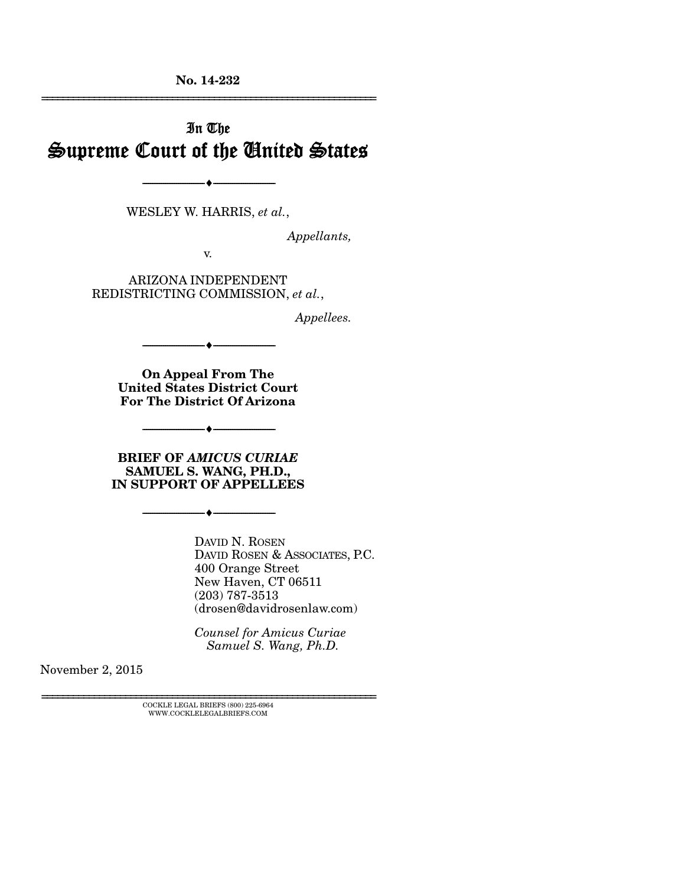No. 14-232

In The
# Supreme Court of the United States

WESLEY W. HARRIS, *et al.*,

*Appellants,*

v.

ARIZONA INDEPENDENT REDISTRICTING COMMISSION, *et al.*,

*Appellees.*

**On Appeal From The United States District Court For The District Of Arizona**

**BRIEF OF *AMICUS CURIAE* SAMUEL S. WANG, PH.D., IN SUPPORT OF APPELLEES**

DAVID N. ROSEN
DAVID ROSEN & ASSOCIATES, P.C.
400 Orange Street
New Haven, CT 06511
(203) 787-3513
(drosen@davidrosenlaw.com)

*Counsel for Amicus Curiae Samuel S. Wang, Ph.D.*

November 2, 2015

COCKLE LEGAL BRIEFS (800) 225-6964
WWW.COCKLELEGALBRIEFS.COM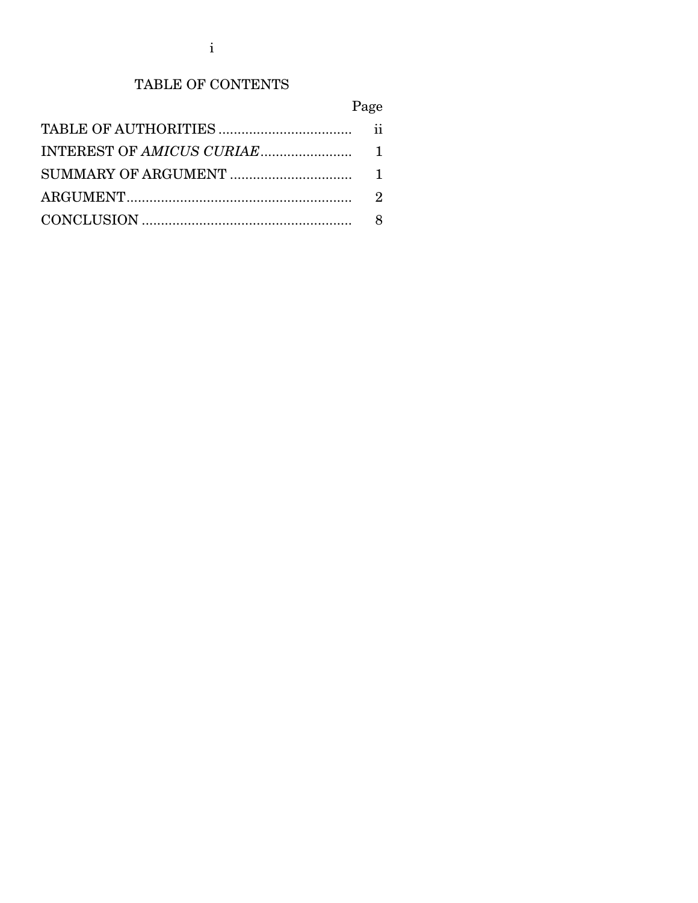# TABLE OF CONTENTS

| | Page |
|---|---|
| TABLE OF AUTHORITIES | ii |
| INTEREST OF *AMICUS CURIAE* | 1 |
| SUMMARY OF ARGUMENT | 1 |
| ARGUMENT | 2 |
| CONCLUSION | 8 |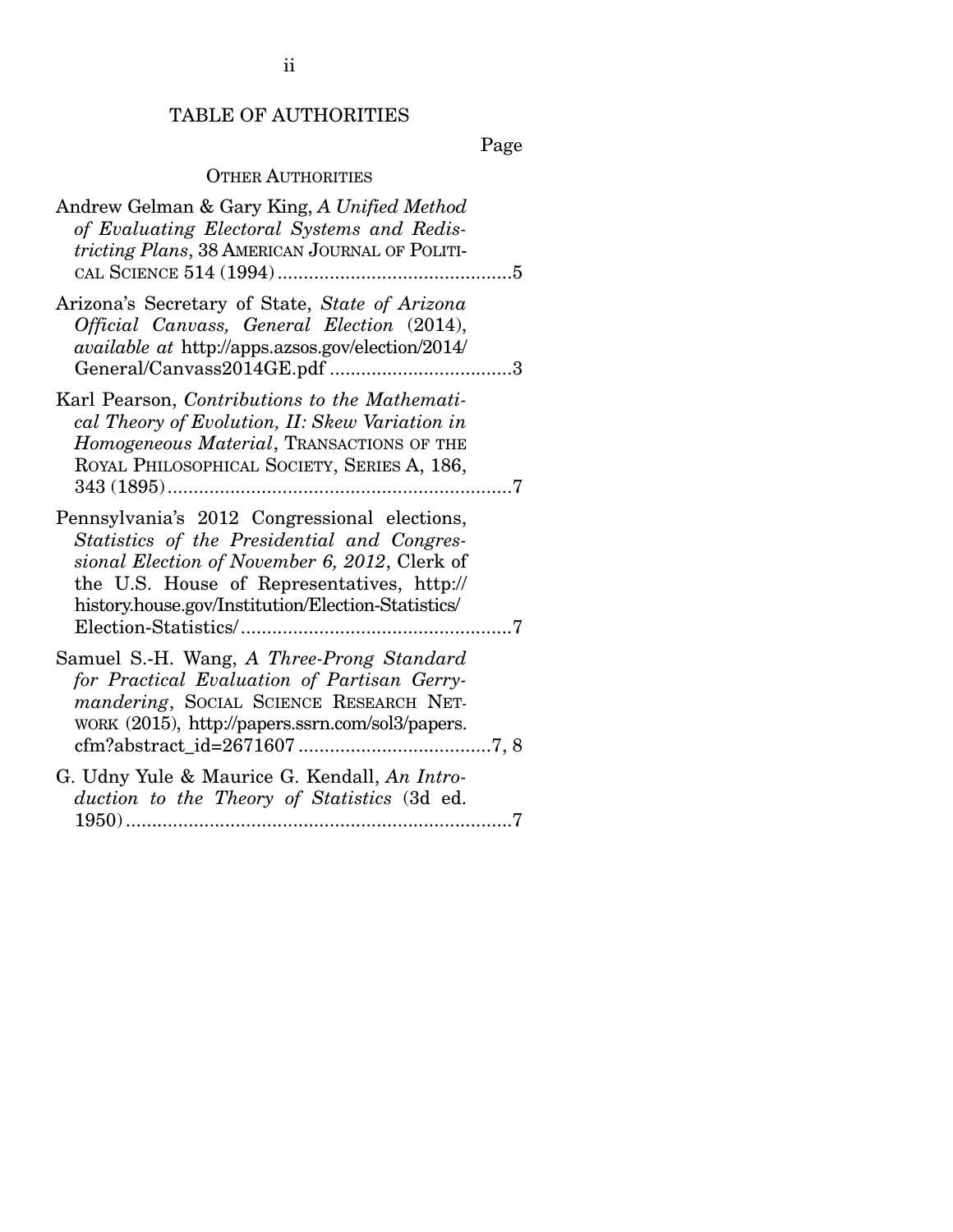## TABLE OF AUTHORITIES

Page

### OTHER AUTHORITIES

Andrew Gelman & Gary King, *A Unified Method of Evaluating Electoral Systems and Redistricting Plans*, 38 AMERICAN JOURNAL OF POLITICAL SCIENCE 514 (1994) .............................................5

Arizona's Secretary of State, *State of Arizona Official Canvass, General Election* (2014), *available at* http://apps.azsos.gov/election/2014/General/Canvass2014GE.pdf ...................................3

Karl Pearson, *Contributions to the Mathematical Theory of Evolution, II: Skew Variation in Homogeneous Material*, TRANSACTIONS OF THE ROYAL PHILOSOPHICAL SOCIETY, SERIES A, 186, 343 (1895) ..................................................................7

Pennsylvania's 2012 Congressional elections, *Statistics of the Presidential and Congressional Election of November 6, 2012*, Clerk of the U.S. House of Representatives, http://history.house.gov/Institution/Election-Statistics/Election-Statistics/ ....................................................7

Samuel S.-H. Wang, *A Three-Prong Standard for Practical Evaluation of Partisan Gerrymandering*, SOCIAL SCIENCE RESEARCH NETWORK (2015), http://papers.ssrn.com/sol3/papers.cfm?abstract_id=2671607 .....................................7, 8

G. Udny Yule & Maurice G. Kendall, *An Introduction to the Theory of Statistics* (3d ed. 1950) ..........................................................................7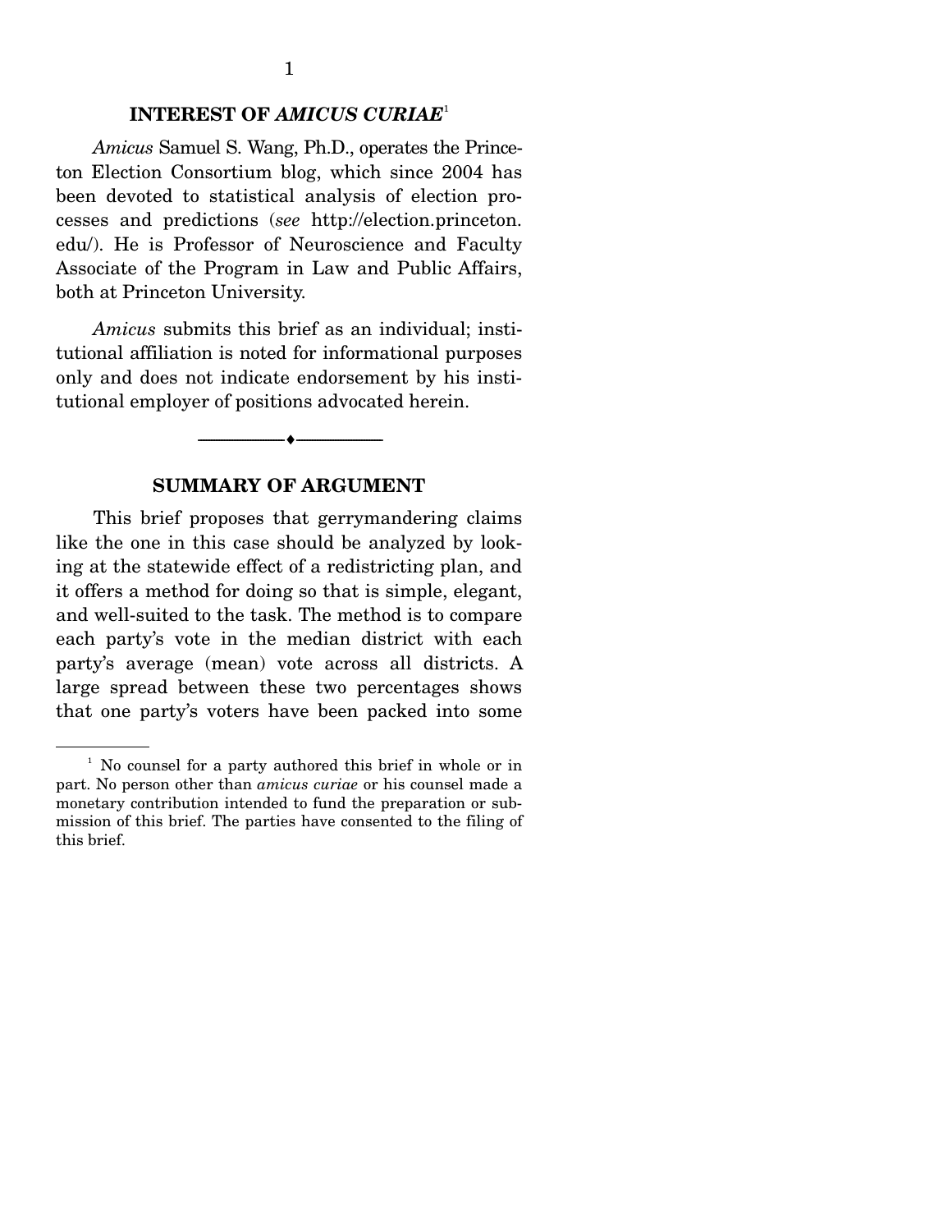## INTEREST OF *AMICUS CURIAE*[1]

*Amicus* Samuel S. Wang, Ph.D., operates the Princeton Election Consortium blog, which since 2004 has been devoted to statistical analysis of election processes and predictions (*see* http://election.princeton.edu/). He is Professor of Neuroscience and Faculty Associate of the Program in Law and Public Affairs, both at Princeton University.

*Amicus* submits this brief as an individual; institutional affiliation is noted for informational purposes only and does not indicate endorsement by his institutional employer of positions advocated herein.

---

## SUMMARY OF ARGUMENT

This brief proposes that gerrymandering claims like the one in this case should be analyzed by looking at the statewide effect of a redistricting plan, and it offers a method for doing so that is simple, elegant, and well-suited to the task. The method is to compare each party's vote in the median district with each party's average (mean) vote across all districts. A large spread between these two percentages shows that one party's voters have been packed into some

[1] No counsel for a party authored this brief in whole or in part. No person other than *amicus curiae* or his counsel made a monetary contribution intended to fund the preparation or submission of this brief. The parties have consented to the filing of this brief.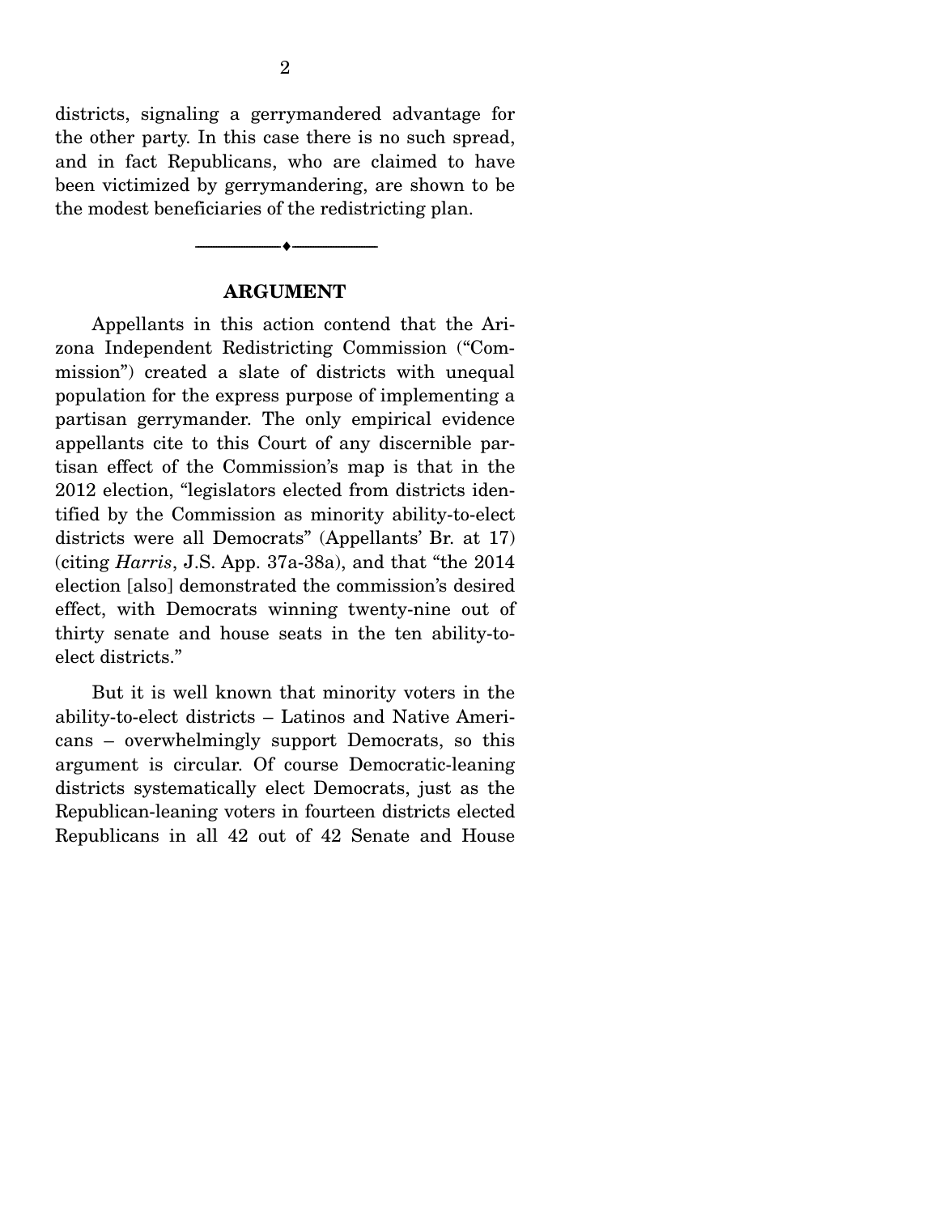districts, signaling a gerrymandered advantage for the other party. In this case there is no such spread, and in fact Republicans, who are claimed to have been victimized by gerrymandering, are shown to be the modest beneficiaries of the redistricting plan.

---

## ARGUMENT

Appellants in this action contend that the Arizona Independent Redistricting Commission ("Commission") created a slate of districts with unequal population for the express purpose of implementing a partisan gerrymander. The only empirical evidence appellants cite to this Court of any discernible partisan effect of the Commission's map is that in the 2012 election, "legislators elected from districts identified by the Commission as minority ability-to-elect districts were all Democrats" (Appellants' Br. at 17) (citing *Harris*, J.S. App. 37a-38a), and that "the 2014 election [also] demonstrated the commission's desired effect, with Democrats winning twenty-nine out of thirty senate and house seats in the ten ability-to-elect districts."

But it is well known that minority voters in the ability-to-elect districts – Latinos and Native Americans – overwhelmingly support Democrats, so this argument is circular. Of course Democratic-leaning districts systematically elect Democrats, just as the Republican-leaning voters in fourteen districts elected Republicans in all 42 out of 42 Senate and House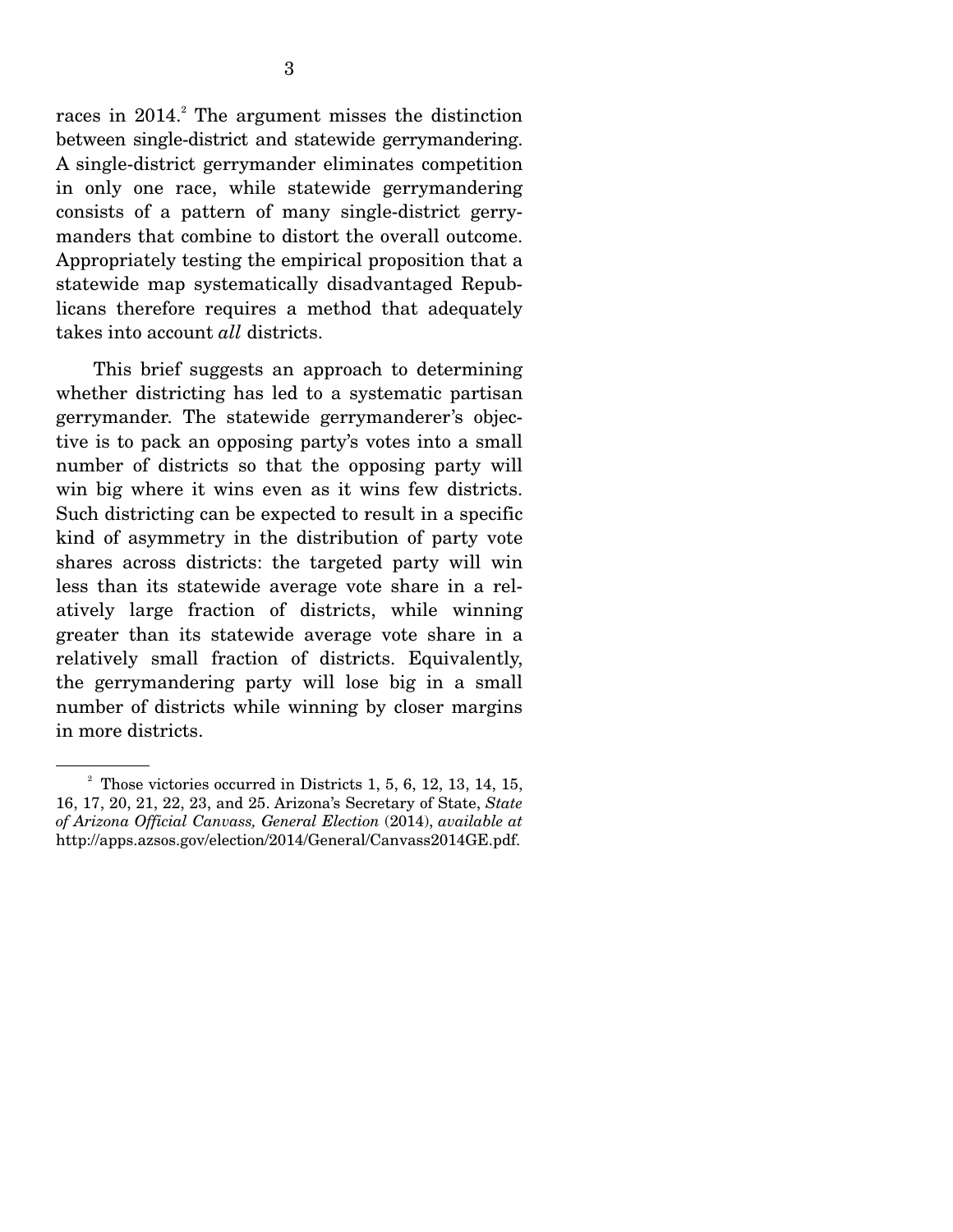races in 2014.[2] The argument misses the distinction between single-district and statewide gerrymandering. A single-district gerrymander eliminates competition in only one race, while statewide gerrymandering consists of a pattern of many single-district gerrymanders that combine to distort the overall outcome. Appropriately testing the empirical proposition that a statewide map systematically disadvantaged Republicans therefore requires a method that adequately takes into account *all* districts.

This brief suggests an approach to determining whether districting has led to a systematic partisan gerrymander. The statewide gerrymanderer's objective is to pack an opposing party's votes into a small number of districts so that the opposing party will win big where it wins even as it wins few districts. Such districting can be expected to result in a specific kind of asymmetry in the distribution of party vote shares across districts: the targeted party will win less than its statewide average vote share in a relatively large fraction of districts, while winning greater than its statewide average vote share in a relatively small fraction of districts. Equivalently, the gerrymandering party will lose big in a small number of districts while winning by closer margins in more districts.

---

[2] Those victories occurred in Districts 1, 5, 6, 12, 13, 14, 15, 16, 17, 20, 21, 22, 23, and 25. Arizona's Secretary of State, *State of Arizona Official Canvass, General Election* (2014), *available at* http://apps.azsos.gov/election/2014/General/Canvass2014GE.pdf.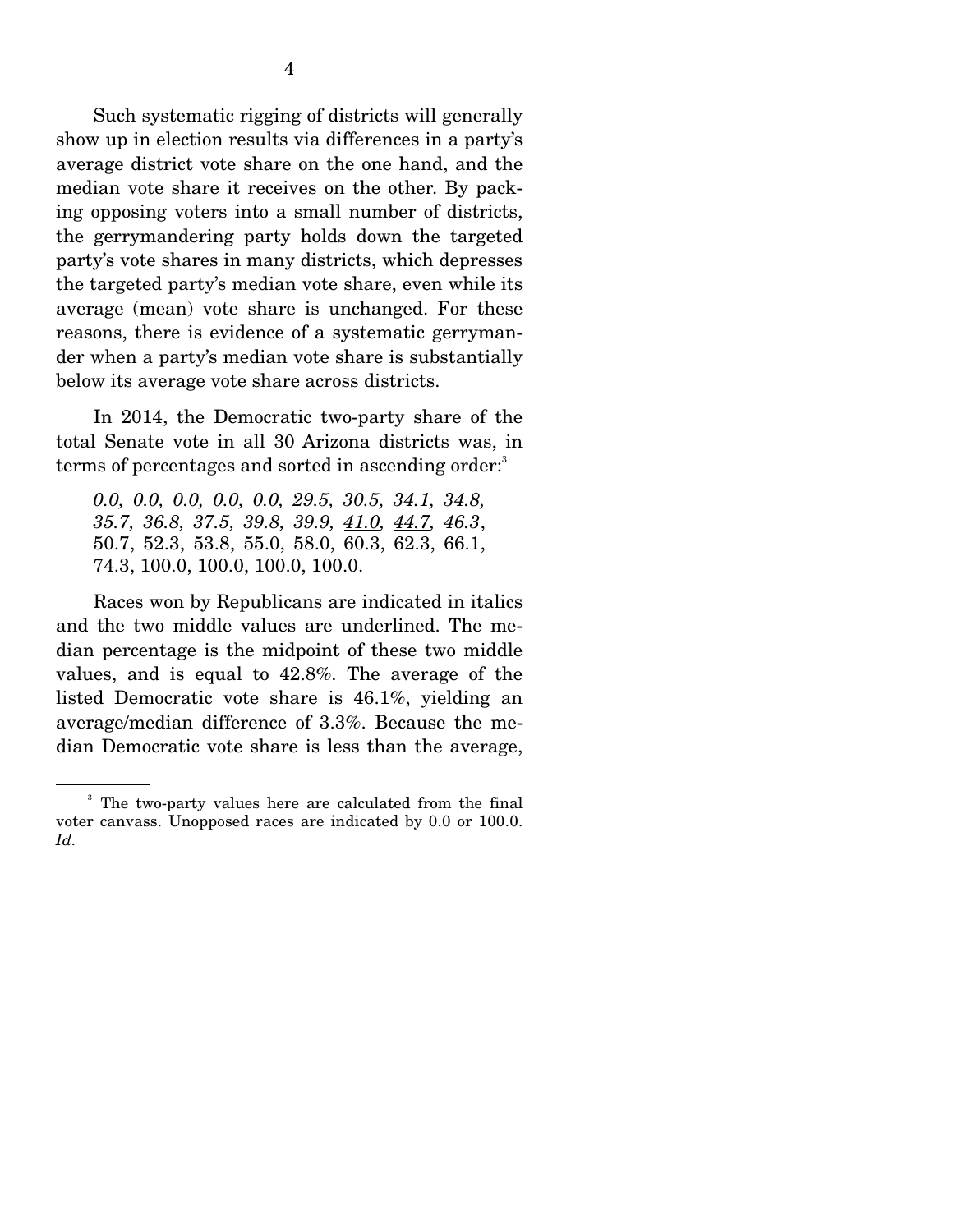Such systematic rigging of districts will generally show up in election results via differences in a party's average district vote share on the one hand, and the median vote share it receives on the other. By packing opposing voters into a small number of districts, the gerrymandering party holds down the targeted party's vote shares in many districts, which depresses the targeted party's median vote share, even while its average (mean) vote share is unchanged. For these reasons, there is evidence of a systematic gerrymander when a party's median vote share is substantially below its average vote share across districts.

In 2014, the Democratic two-party share of the total Senate vote in all 30 Arizona districts was, in terms of percentages and sorted in ascending order:[3]

*0.0, 0.0, 0.0, 0.0, 0.0, 29.5, 30.5, 34.1, 34.8, 35.7, 36.8, 37.5, 39.8, 39.9,* <u>*41.0,*</u> <u>*44.7,*</u> *46.3*, 50.7, 52.3, 53.8, 55.0, 58.0, 60.3, 62.3, 66.1, 74.3, 100.0, 100.0, 100.0, 100.0.

Races won by Republicans are indicated in italics and the two middle values are underlined. The median percentage is the midpoint of these two middle values, and is equal to 42.8%. The average of the listed Democratic vote share is 46.1%, yielding an average/median difference of 3.3%. Because the median Democratic vote share is less than the average,

[3] The two-party values here are calculated from the final voter canvass. Unopposed races are indicated by 0.0 or 100.0. *Id.*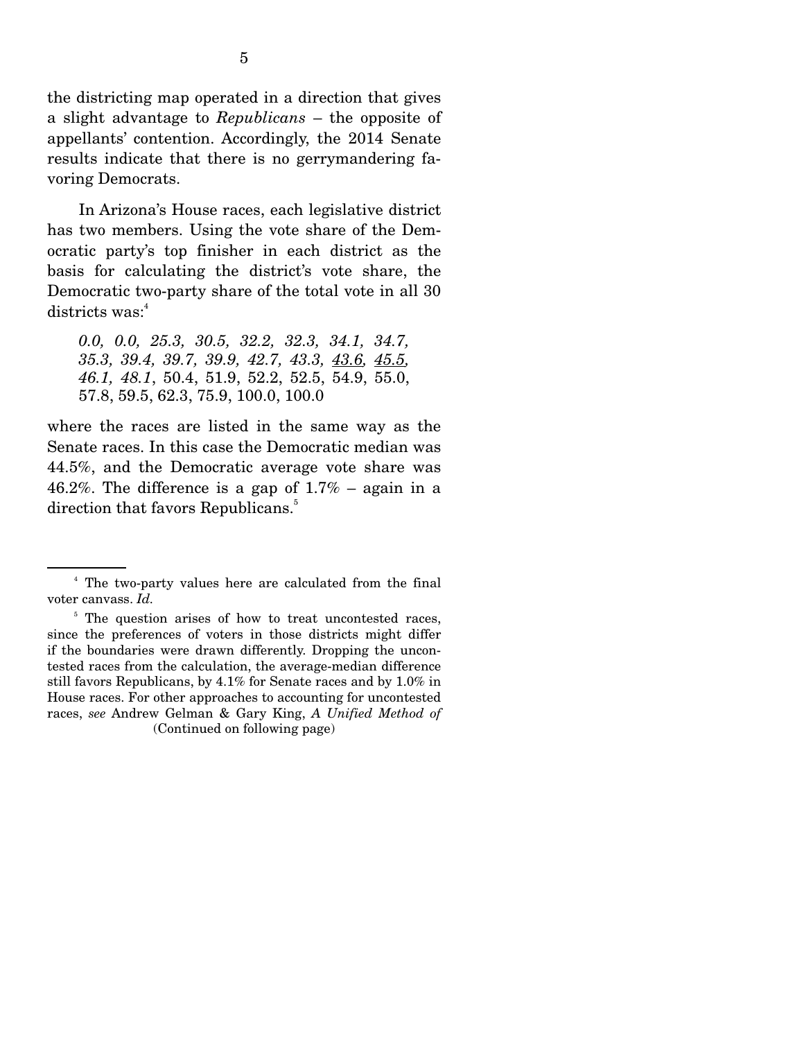the districting map operated in a direction that gives a slight advantage to *Republicans* – the opposite of appellants' contention. Accordingly, the 2014 Senate results indicate that there is no gerrymandering favoring Democrats.

In Arizona's House races, each legislative district has two members. Using the vote share of the Democratic party's top finisher in each district as the basis for calculating the district's vote share, the Democratic two-party share of the total vote in all 30 districts was:[4]

> *0.0, 0.0, 25.3, 30.5, 32.2, 32.3, 34.1, 34.7, 35.3, 39.4, 39.7, 39.9, 42.7, 43.3, <u>43.6</u>, <u>45.5</u>, 46.1, 48.1*, 50.4, 51.9, 52.2, 52.5, 54.9, 55.0, 57.8, 59.5, 62.3, 75.9, 100.0, 100.0

where the races are listed in the same way as the Senate races. In this case the Democratic median was 44.5%, and the Democratic average vote share was 46.2%. The difference is a gap of 1.7% – again in a direction that favors Republicans.[5]

---

[4] The two-party values here are calculated from the final voter canvass. *Id.*

[5] The question arises of how to treat uncontested races, since the preferences of voters in those districts might differ if the boundaries were drawn differently. Dropping the uncontested races from the calculation, the average-median difference still favors Republicans, by 4.1% for Senate races and by 1.0% in House races. For other approaches to accounting for uncontested races, *see* Andrew Gelman & Gary King, *A Unified Method of*

(Continued on following page)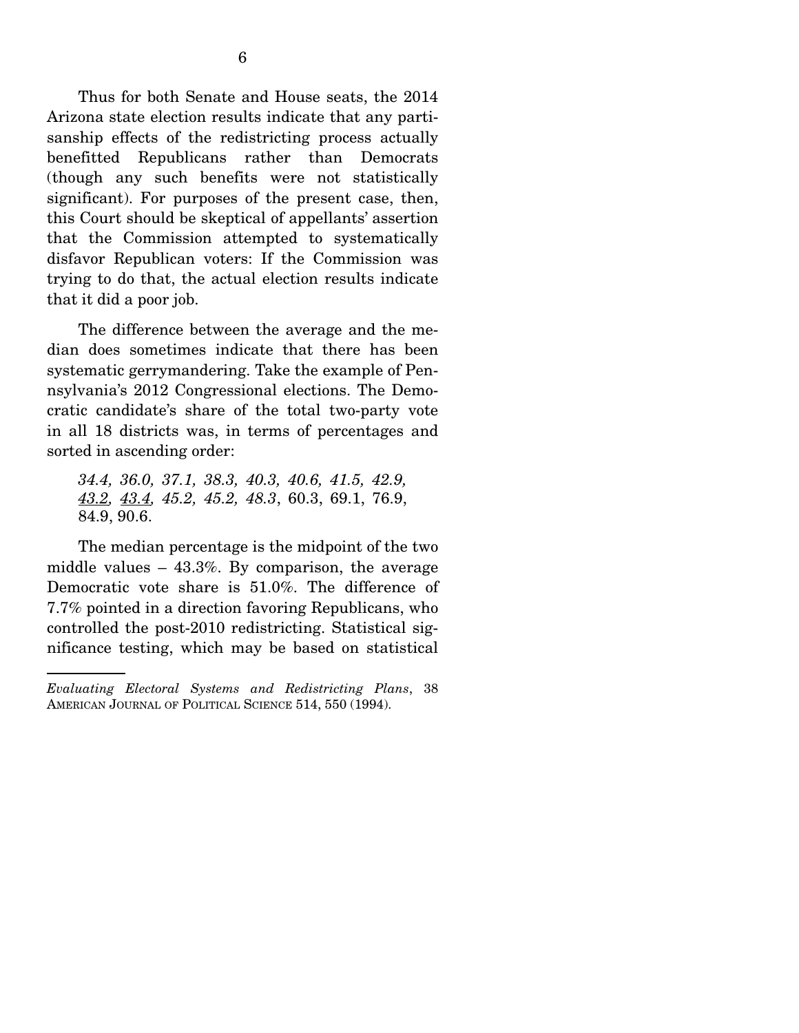Thus for both Senate and House seats, the 2014 Arizona state election results indicate that any partisanship effects of the redistricting process actually benefitted Republicans rather than Democrats (though any such benefits were not statistically significant). For purposes of the present case, then, this Court should be skeptical of appellants' assertion that the Commission attempted to systematically disfavor Republican voters: If the Commission was trying to do that, the actual election results indicate that it did a poor job.

The difference between the average and the median does sometimes indicate that there has been systematic gerrymandering. Take the example of Pennsylvania's 2012 Congressional elections. The Democratic candidate's share of the total two-party vote in all 18 districts was, in terms of percentages and sorted in ascending order:

> *34.4, 36.0, 37.1, 38.3, 40.3, 40.6, 41.5, 42.9,* <u>*43.2,*</u> <u>*43.4,*</u> *45.2, 45.2, 48.3*, 60.3, 69.1, 76.9, 84.9, 90.6.

The median percentage is the midpoint of the two middle values – 43.3%. By comparison, the average Democratic vote share is 51.0%. The difference of 7.7% pointed in a direction favoring Republicans, who controlled the post-2010 redistricting. Statistical significance testing, which may be based on statistical

---

*Evaluating Electoral Systems and Redistricting Plans*, 38 AMERICAN JOURNAL OF POLITICAL SCIENCE 514, 550 (1994).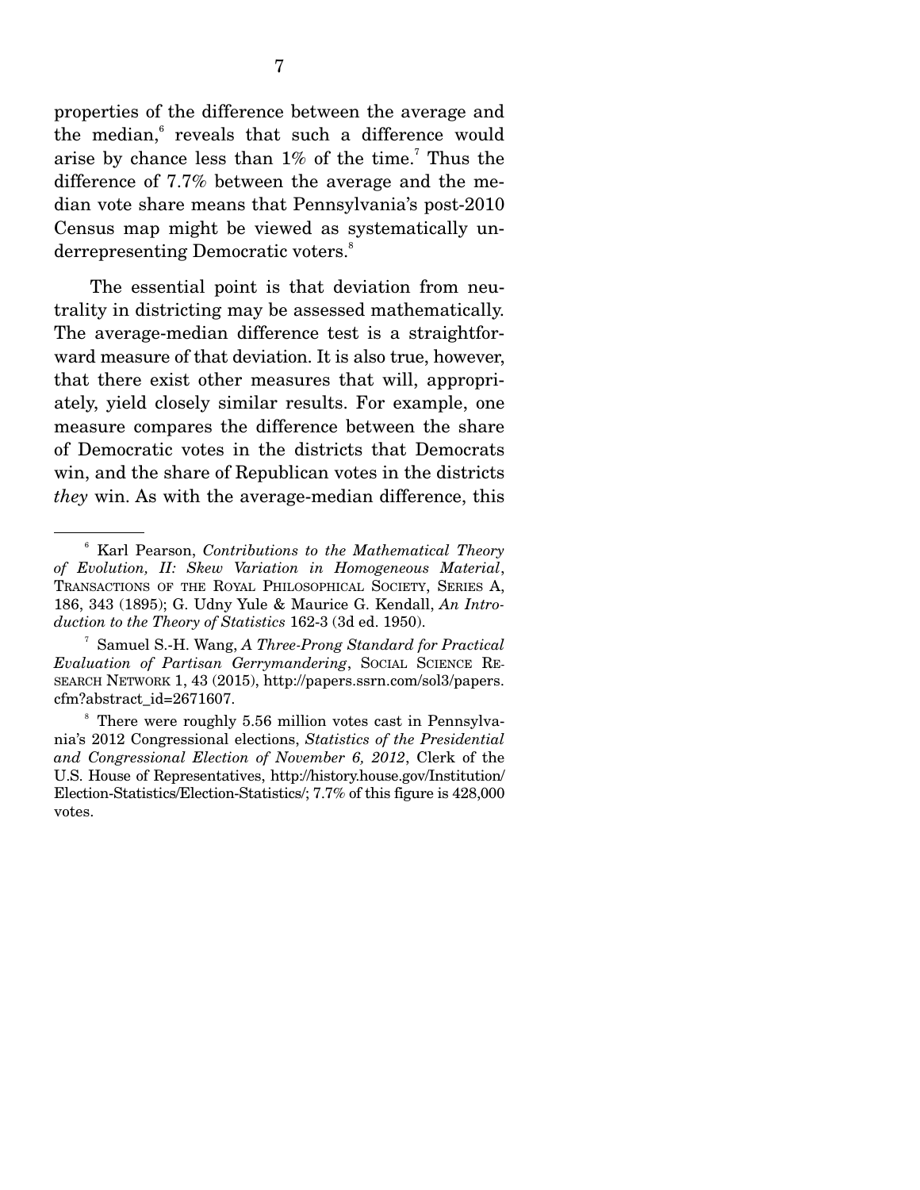properties of the difference between the average and the median,[6] reveals that such a difference would arise by chance less than 1% of the time.[7] Thus the difference of 7.7% between the average and the median vote share means that Pennsylvania's post-2010 Census map might be viewed as systematically underrepresenting Democratic voters.[8]

The essential point is that deviation from neutrality in districting may be assessed mathematically. The average-median difference test is a straightforward measure of that deviation. It is also true, however, that there exist other measures that will, appropriately, yield closely similar results. For example, one measure compares the difference between the share of Democratic votes in the districts that Democrats win, and the share of Republican votes in the districts *they* win. As with the average-median difference, this

---

[6] Karl Pearson, *Contributions to the Mathematical Theory of Evolution, II: Skew Variation in Homogeneous Material*, TRANSACTIONS OF THE ROYAL PHILOSOPHICAL SOCIETY, SERIES A, 186, 343 (1895); G. Udny Yule & Maurice G. Kendall, *An Introduction to the Theory of Statistics* 162-3 (3d ed. 1950).

[7] Samuel S.-H. Wang, *A Three-Prong Standard for Practical Evaluation of Partisan Gerrymandering*, SOCIAL SCIENCE RESEARCH NETWORK 1, 43 (2015), http://papers.ssrn.com/sol3/papers.cfm?abstract_id=2671607.

[8] There were roughly 5.56 million votes cast in Pennsylvania's 2012 Congressional elections, *Statistics of the Presidential and Congressional Election of November 6, 2012*, Clerk of the U.S. House of Representatives, http://history.house.gov/Institution/Election-Statistics/Election-Statistics/; 7.7% of this figure is 428,000 votes.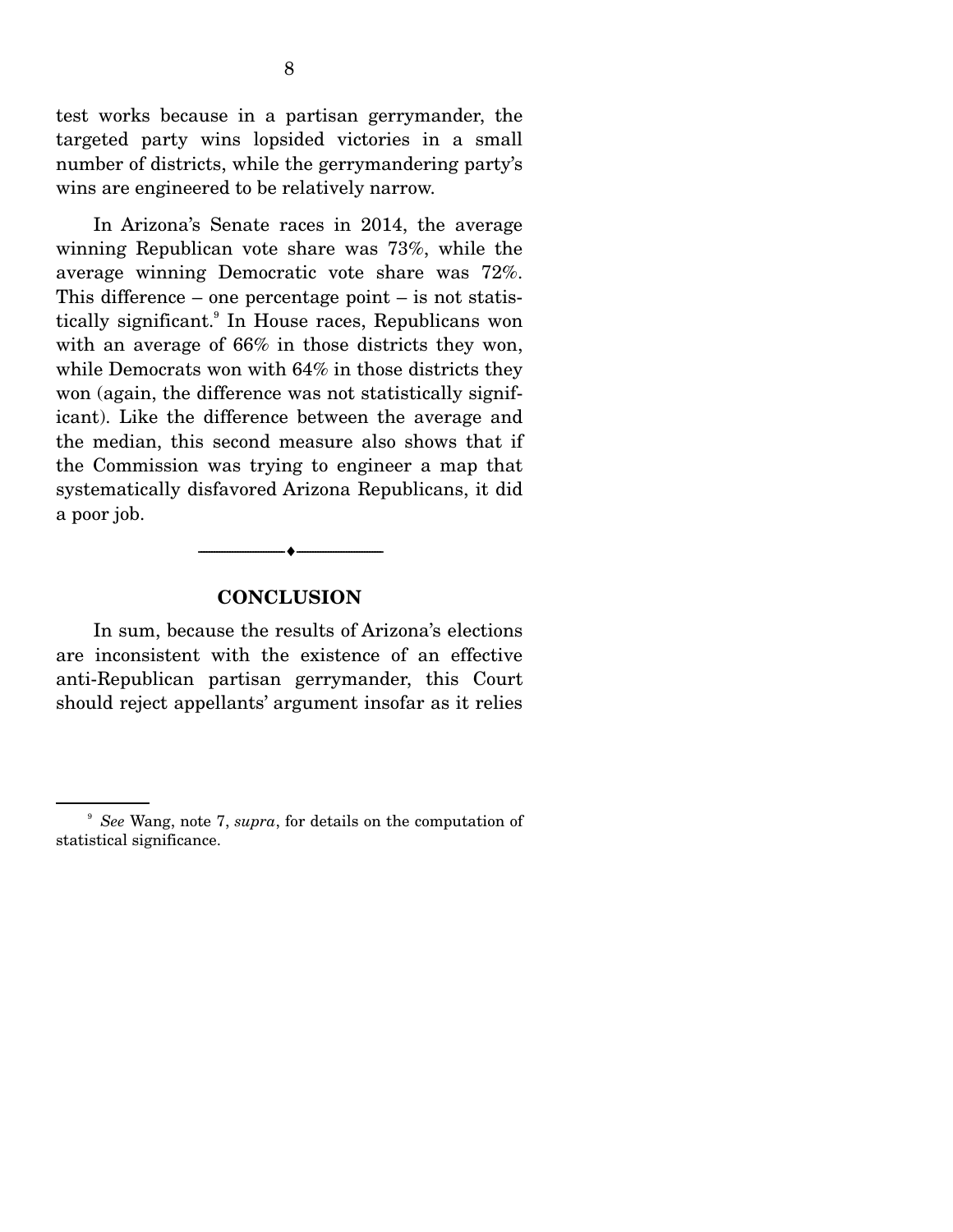test works because in a partisan gerrymander, the targeted party wins lopsided victories in a small number of districts, while the gerrymandering party's wins are engineered to be relatively narrow.

In Arizona's Senate races in 2014, the average winning Republican vote share was 73%, while the average winning Democratic vote share was 72%. This difference – one percentage point – is not statistically significant.[9] In House races, Republicans won with an average of 66% in those districts they won, while Democrats won with 64% in those districts they won (again, the difference was not statistically significant). Like the difference between the average and the median, this second measure also shows that if the Commission was trying to engineer a map that systematically disfavored Arizona Republicans, it did a poor job.

## CONCLUSION

In sum, because the results of Arizona's elections are inconsistent with the existence of an effective anti-Republican partisan gerrymander, this Court should reject appellants' argument insofar as it relies

[9] *See* Wang, note 7, *supra*, for details on the computation of statistical significance.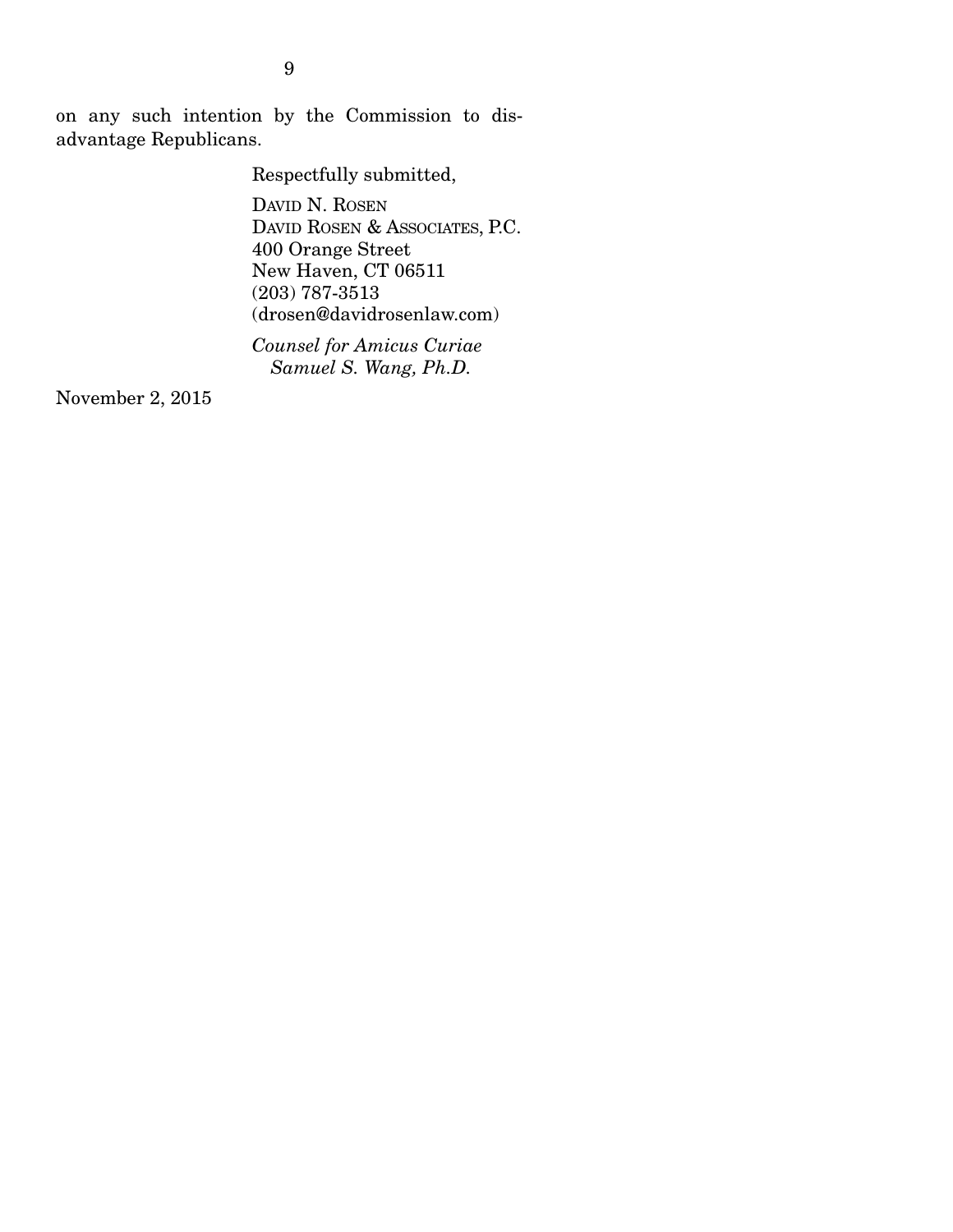on any such intention by the Commission to disadvantage Republicans.

Respectfully submitted,

DAVID N. ROSEN
DAVID ROSEN & ASSOCIATES, P.C.
400 Orange Street
New Haven, CT 06511
(203) 787-3513
(drosen@davidrosenlaw.com)

*Counsel for Amicus Curiae Samuel S. Wang, Ph.D.*

November 2, 2015